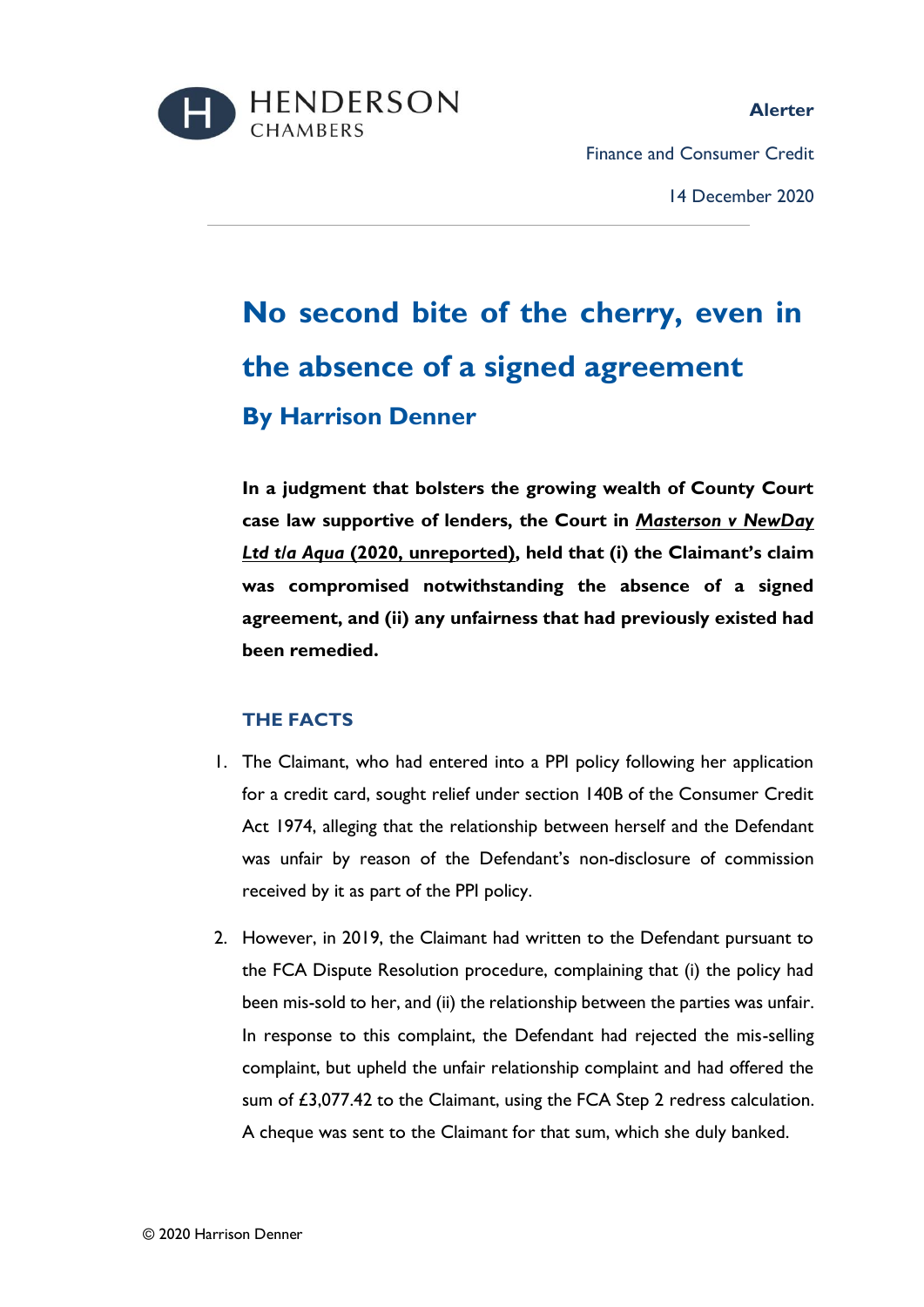HENDERSON CHAMBERS

**Alerter**

Finance and Consumer Credit

14 December 2020

# No second bite of the cherry, even in the absence of a signed agreement

### By Harrison Denner

**In a judgment that bolsters the growing wealth of County Court case law supportive of lenders, the Court in *Masterson v NewDay Ltd t/a Aqua* (2020, unreported), held that (i) the Claimant's claim was compromised notwithstanding the absence of a signed agreement, and (ii) any unfairness that had previously existed had been remedied.**

## THE FACTS

1. The Claimant, who had entered into a PPI policy following her application for a credit card, sought relief under section 140B of the Consumer Credit Act 1974, alleging that the relationship between herself and the Defendant was unfair by reason of the Defendant's non-disclosure of commission received by it as part of the PPI policy.

2. However, in 2019, the Claimant had written to the Defendant pursuant to the FCA Dispute Resolution procedure, complaining that (i) the policy had been mis-sold to her, and (ii) the relationship between the parties was unfair. In response to this complaint, the Defendant had rejected the mis-selling complaint, but upheld the unfair relationship complaint and had offered the sum of £3,077.42 to the Claimant, using the FCA Step 2 redress calculation. A cheque was sent to the Claimant for that sum, which she duly banked.

© 2020 Harrison Denner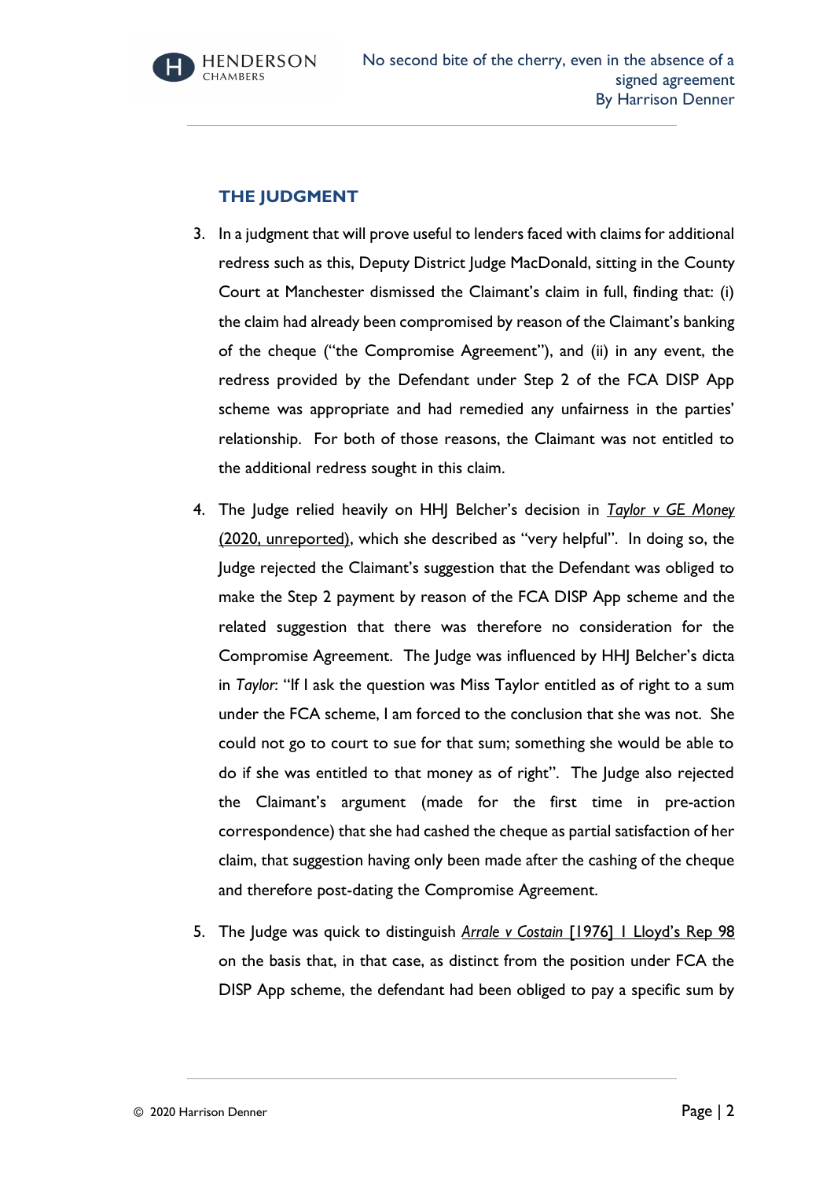## THE JUDGMENT

3. In a judgment that will prove useful to lenders faced with claims for additional redress such as this, Deputy District Judge MacDonald, sitting in the County Court at Manchester dismissed the Claimant's claim in full, finding that: (i) the claim had already been compromised by reason of the Claimant's banking of the cheque ("the Compromise Agreement"), and (ii) in any event, the redress provided by the Defendant under Step 2 of the FCA DISP App scheme was appropriate and had remedied any unfairness in the parties' relationship. For both of those reasons, the Claimant was not entitled to the additional redress sought in this claim.

4. The Judge relied heavily on HHJ Belcher's decision in *Taylor v GE Money* (2020, unreported), which she described as "very helpful". In doing so, the Judge rejected the Claimant's suggestion that the Defendant was obliged to make the Step 2 payment by reason of the FCA DISP App scheme and the related suggestion that there was therefore no consideration for the Compromise Agreement. The Judge was influenced by HHJ Belcher's dicta in *Taylor*: "If I ask the question was Miss Taylor entitled as of right to a sum under the FCA scheme, I am forced to the conclusion that she was not. She could not go to court to sue for that sum; something she would be able to do if she was entitled to that money as of right". The Judge also rejected the Claimant's argument (made for the first time in pre-action correspondence) that she had cashed the cheque as partial satisfaction of her claim, that suggestion having only been made after the cashing of the cheque and therefore post-dating the Compromise Agreement.

5. The Judge was quick to distinguish *Arrale v Costain* [1976] 1 Lloyd's Rep 98 on the basis that, in that case, as distinct from the position under FCA the DISP App scheme, the defendant had been obliged to pay a specific sum by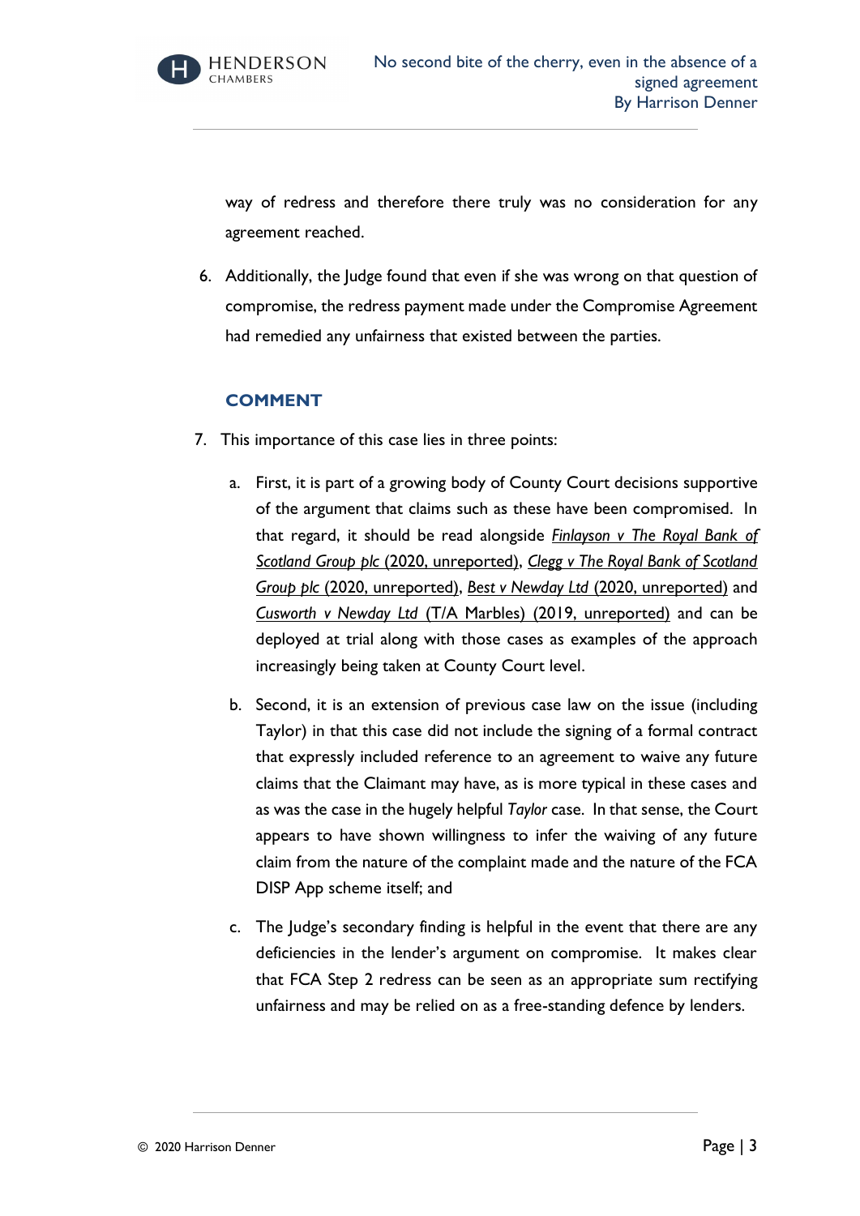way of redress and therefore there truly was no consideration for any agreement reached.

6. Additionally, the Judge found that even if she was wrong on that question of compromise, the redress payment made under the Compromise Agreement had remedied any unfairness that existed between the parties.

## COMMENT

7. This importance of this case lies in three points:

   a. First, it is part of a growing body of County Court decisions supportive of the argument that claims such as these have been compromised. In that regard, it should be read alongside *Finlayson v The Royal Bank of Scotland Group plc* (2020, unreported), *Clegg v The Royal Bank of Scotland Group plc* (2020, unreported), *Best v Newday Ltd* (2020, unreported) and *Cusworth v Newday Ltd* (T/A Marbles) (2019, unreported) and can be deployed at trial along with those cases as examples of the approach increasingly being taken at County Court level.

   b. Second, it is an extension of previous case law on the issue (including Taylor) in that this case did not include the signing of a formal contract that expressly included reference to an agreement to waive any future claims that the Claimant may have, as is more typical in these cases and as was the case in the hugely helpful *Taylor* case. In that sense, the Court appears to have shown willingness to infer the waiving of any future claim from the nature of the complaint made and the nature of the FCA DISP App scheme itself; and

   c. The Judge's secondary finding is helpful in the event that there are any deficiencies in the lender's argument on compromise. It makes clear that FCA Step 2 redress can be seen as an appropriate sum rectifying unfairness and may be relied on as a free-standing defence by lenders.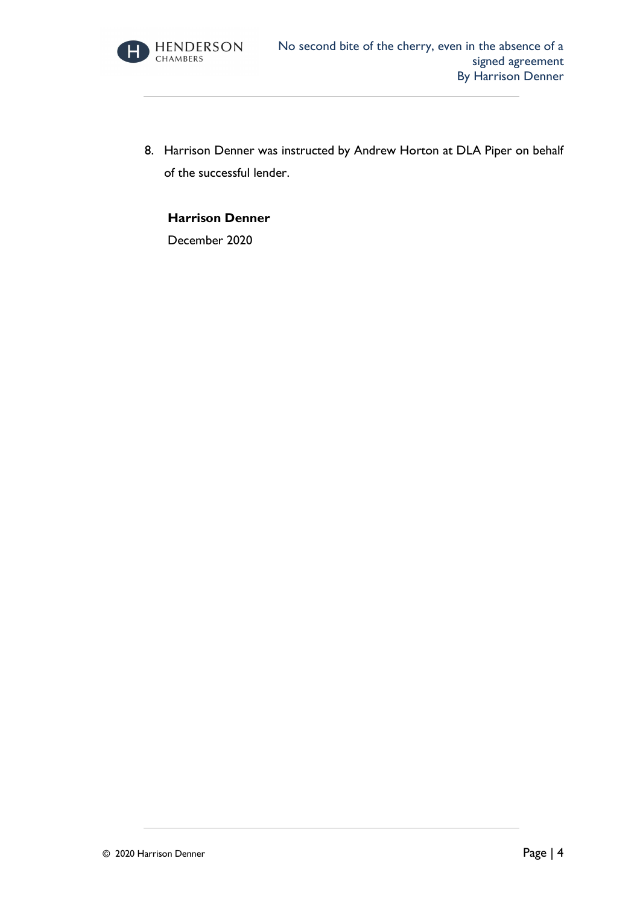8. Harrison Denner was instructed by Andrew Horton at DLA Piper on behalf of the successful lender.

**Harrison Denner**

December 2020